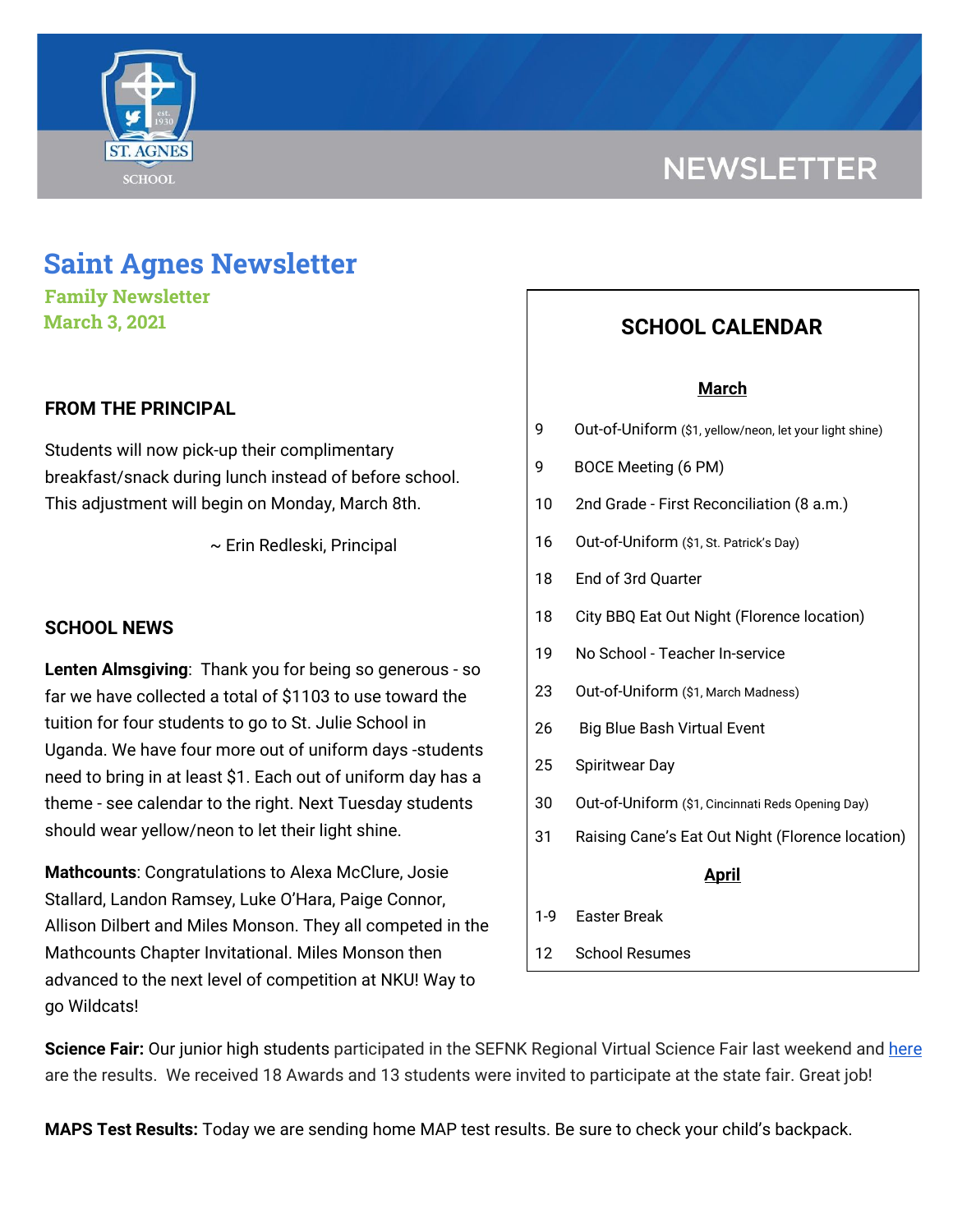NEWSLETTER

# Saint Agnes Newsletter

**Family Newsletter**
**March 3, 2021**

## FROM THE PRINCIPAL

Students will now pick-up their complimentary breakfast/snack during lunch instead of before school. This adjustment will begin on Monday, March 8th.

~ Erin Redleski, Principal

## SCHOOL NEWS

**Lenten Almsgiving**: Thank you for being so generous - so far we have collected a total of $1103 to use toward the tuition for four students to go to St. Julie School in Uganda. We have four more out of uniform days -students need to bring in at least $1. Each out of uniform day has a theme - see calendar to the right. Next Tuesday students should wear yellow/neon to let their light shine.

**Mathcounts**: Congratulations to Alexa McClure, Josie Stallard, Landon Ramsey, Luke O'Hara, Paige Connor, Allison Dilbert and Miles Monson. They all competed in the Mathcounts Chapter Invitational. Miles Monson then advanced to the next level of competition at NKU! Way to go Wildcats!

## SCHOOL CALENDAR

**March**

| | |
|---|---|
| 9 | Out-of-Uniform ($1, yellow/neon, let your light shine) |
| 9 | BOCE Meeting (6 PM) |
| 10 | 2nd Grade - First Reconciliation (8 a.m.) |
| 16 | Out-of-Uniform ($1, St. Patrick's Day) |
| 18 | End of 3rd Quarter |
| 18 | City BBQ Eat Out Night (Florence location) |
| 19 | No School - Teacher In-service |
| 23 | Out-of-Uniform ($1, March Madness) |
| 26 | Big Blue Bash Virtual Event |
| 25 | Spiritwear Day |
| 30 | Out-of-Uniform ($1, Cincinnati Reds Opening Day) |
| 31 | Raising Cane's Eat Out Night (Florence location) |

**April**

| | |
|---|---|
| 1-9 | Easter Break |
| 12 | School Resumes |

**Science Fair:** Our junior high students participated in the SEFNK Regional Virtual Science Fair last weekend and here are the results. We received 18 Awards and 13 students were invited to participate at the state fair. Great job!

**MAPS Test Results:** Today we are sending home MAP test results. Be sure to check your child's backpack.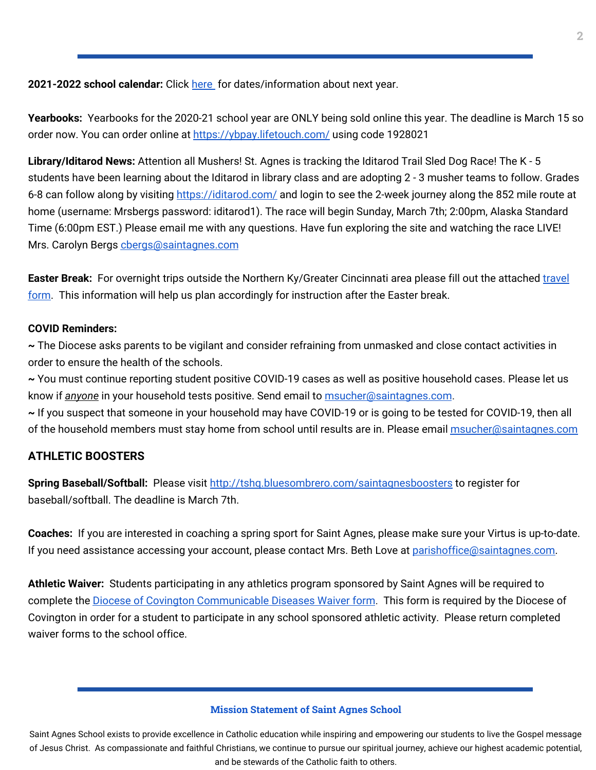**2021-2022 school calendar:** Click here for dates/information about next year.

**Yearbooks:** Yearbooks for the 2020-21 school year are ONLY being sold online this year. The deadline is March 15 so order now. You can order online at https://ybpay.lifetouch.com/ using code 1928021

**Library/Iditarod News:** Attention all Mushers! St. Agnes is tracking the Iditarod Trail Sled Dog Race! The K - 5 students have been learning about the Iditarod in library class and are adopting 2 - 3 musher teams to follow. Grades 6-8 can follow along by visiting https://iditarod.com/ and login to see the 2-week journey along the 852 mile route at home (username: Mrsbergs password: iditarod1). The race will begin Sunday, March 7th; 2:00pm, Alaska Standard Time (6:00pm EST.) Please email me with any questions. Have fun exploring the site and watching the race LIVE! Mrs. Carolyn Bergs cbergs@saintagnes.com

**Easter Break:** For overnight trips outside the Northern Ky/Greater Cincinnati area please fill out the attached travel form. This information will help us plan accordingly for instruction after the Easter break.

**COVID Reminders:**

~ The Diocese asks parents to be vigilant and consider refraining from unmasked and close contact activities in order to ensure the health of the schools.

~ You must continue reporting student positive COVID-19 cases as well as positive household cases. Please let us know if ***anyone*** in your household tests positive. Send email to msucher@saintagnes.com.

~ If you suspect that someone in your household may have COVID-19 or is going to be tested for COVID-19, then all of the household members must stay home from school until results are in. Please email msucher@saintagnes.com

## ATHLETIC BOOSTERS

**Spring Baseball/Softball:** Please visit http://tshq.bluesombrero.com/saintagnesboosters to register for baseball/softball. The deadline is March 7th.

**Coaches:** If you are interested in coaching a spring sport for Saint Agnes, please make sure your Virtus is up-to-date. If you need assistance accessing your account, please contact Mrs. Beth Love at parishoffice@saintagnes.com.

**Athletic Waiver:** Students participating in any athletics program sponsored by Saint Agnes will be required to complete the Diocese of Covington Communicable Diseases Waiver form. This form is required by the Diocese of Covington in order for a student to participate in any school sponsored athletic activity. Please return completed waiver forms to the school office.

**Mission Statement of Saint Agnes School**

Saint Agnes School exists to provide excellence in Catholic education while inspiring and empowering our students to live the Gospel message of Jesus Christ. As compassionate and faithful Christians, we continue to pursue our spiritual journey, achieve our highest academic potential, and be stewards of the Catholic faith to others.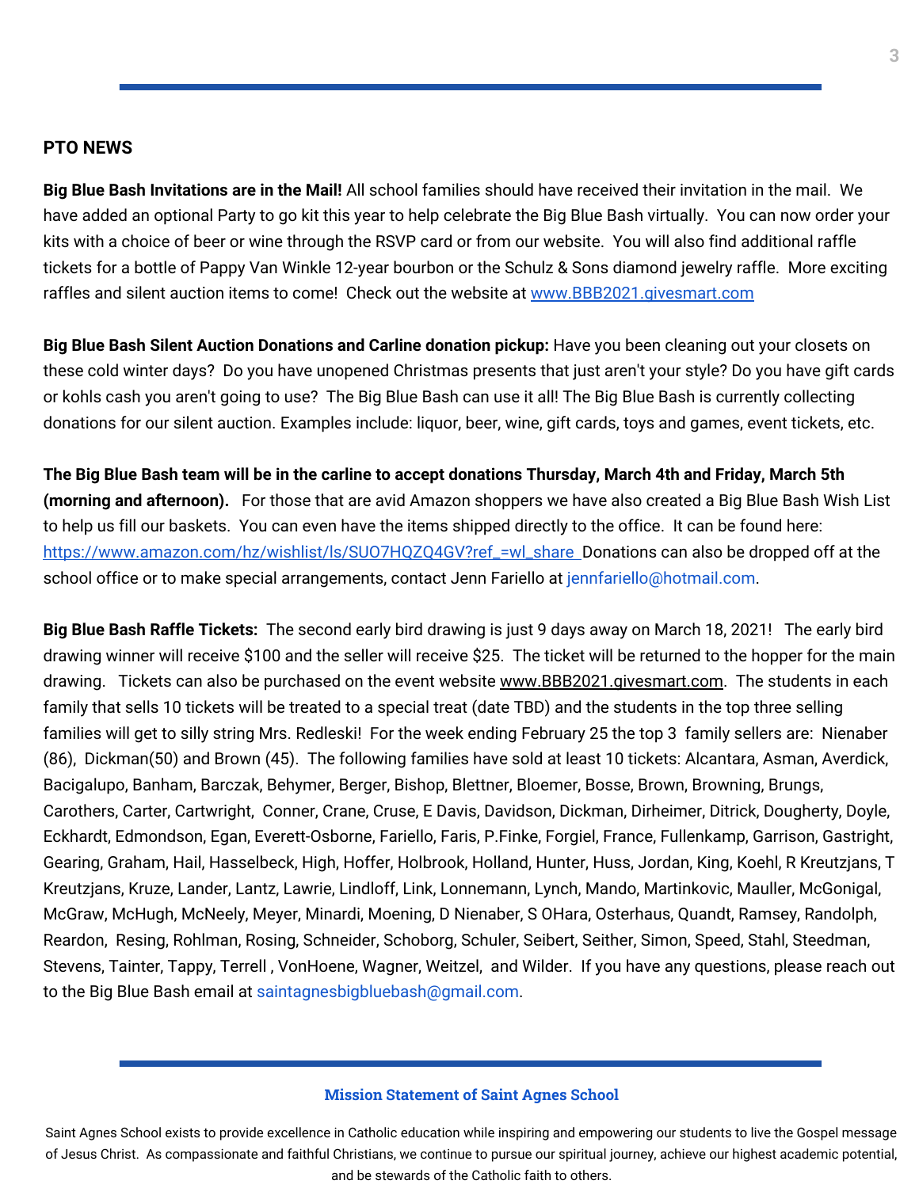## PTO NEWS

**Big Blue Bash Invitations are in the Mail!** All school families should have received their invitation in the mail. We have added an optional Party to go kit this year to help celebrate the Big Blue Bash virtually. You can now order your kits with a choice of beer or wine through the RSVP card or from our website. You will also find additional raffle tickets for a bottle of Pappy Van Winkle 12-year bourbon or the Schulz & Sons diamond jewelry raffle. More exciting raffles and silent auction items to come! Check out the website at www.BBB2021.givesmart.com

**Big Blue Bash Silent Auction Donations and Carline donation pickup:** Have you been cleaning out your closets on these cold winter days? Do you have unopened Christmas presents that just aren't your style? Do you have gift cards or kohls cash you aren't going to use? The Big Blue Bash can use it all! The Big Blue Bash is currently collecting donations for our silent auction. Examples include: liquor, beer, wine, gift cards, toys and games, event tickets, etc.

**The Big Blue Bash team will be in the carline to accept donations Thursday, March 4th and Friday, March 5th (morning and afternoon).** For those that are avid Amazon shoppers we have also created a Big Blue Bash Wish List to help us fill our baskets. You can even have the items shipped directly to the office. It can be found here: https://www.amazon.com/hz/wishlist/ls/SUO7HQZQ4GV?ref_=wl_share Donations can also be dropped off at the school office or to make special arrangements, contact Jenn Fariello at jennfariello@hotmail.com.

**Big Blue Bash Raffle Tickets:** The second early bird drawing is just 9 days away on March 18, 2021! The early bird drawing winner will receive $100 and the seller will receive $25. The ticket will be returned to the hopper for the main drawing. Tickets can also be purchased on the event website www.BBB2021.givesmart.com. The students in each family that sells 10 tickets will be treated to a special treat (date TBD) and the students in the top three selling families will get to silly string Mrs. Redleski! For the week ending February 25 the top 3 family sellers are: Nienaber (86), Dickman(50) and Brown (45). The following families have sold at least 10 tickets: Alcantara, Asman, Averdick, Bacigalupo, Banham, Barczak, Behymer, Berger, Bishop, Blettner, Bloemer, Bosse, Brown, Browning, Brungs, Carothers, Carter, Cartwright, Conner, Crane, Cruse, E Davis, Davidson, Dickman, Dirheimer, Ditrick, Dougherty, Doyle, Eckhardt, Edmondson, Egan, Everett-Osborne, Fariello, Faris, P.Finke, Forgiel, France, Fullenkamp, Garrison, Gastright, Gearing, Graham, Hail, Hasselbeck, High, Hoffer, Holbrook, Holland, Hunter, Huss, Jordan, King, Koehl, R Kreutzjans, T Kreutzjans, Kruze, Lander, Lantz, Lawrie, Lindloff, Link, Lonnemann, Lynch, Mando, Martinkovic, Mauller, McGonigal, McGraw, McHugh, McNeely, Meyer, Minardi, Moening, D Nienaber, S OHara, Osterhaus, Quandt, Ramsey, Randolph, Reardon, Resing, Rohlman, Rosing, Schneider, Schoborg, Schuler, Seibert, Seither, Simon, Speed, Stahl, Steedman, Stevens, Tainter, Tappy, Terrell , VonHoene, Wagner, Weitzel, and Wilder. If you have any questions, please reach out to the Big Blue Bash email at saintagnesbigbluebash@gmail.com.

**Mission Statement of Saint Agnes School**

Saint Agnes School exists to provide excellence in Catholic education while inspiring and empowering our students to live the Gospel message of Jesus Christ. As compassionate and faithful Christians, we continue to pursue our spiritual journey, achieve our highest academic potential, and be stewards of the Catholic faith to others.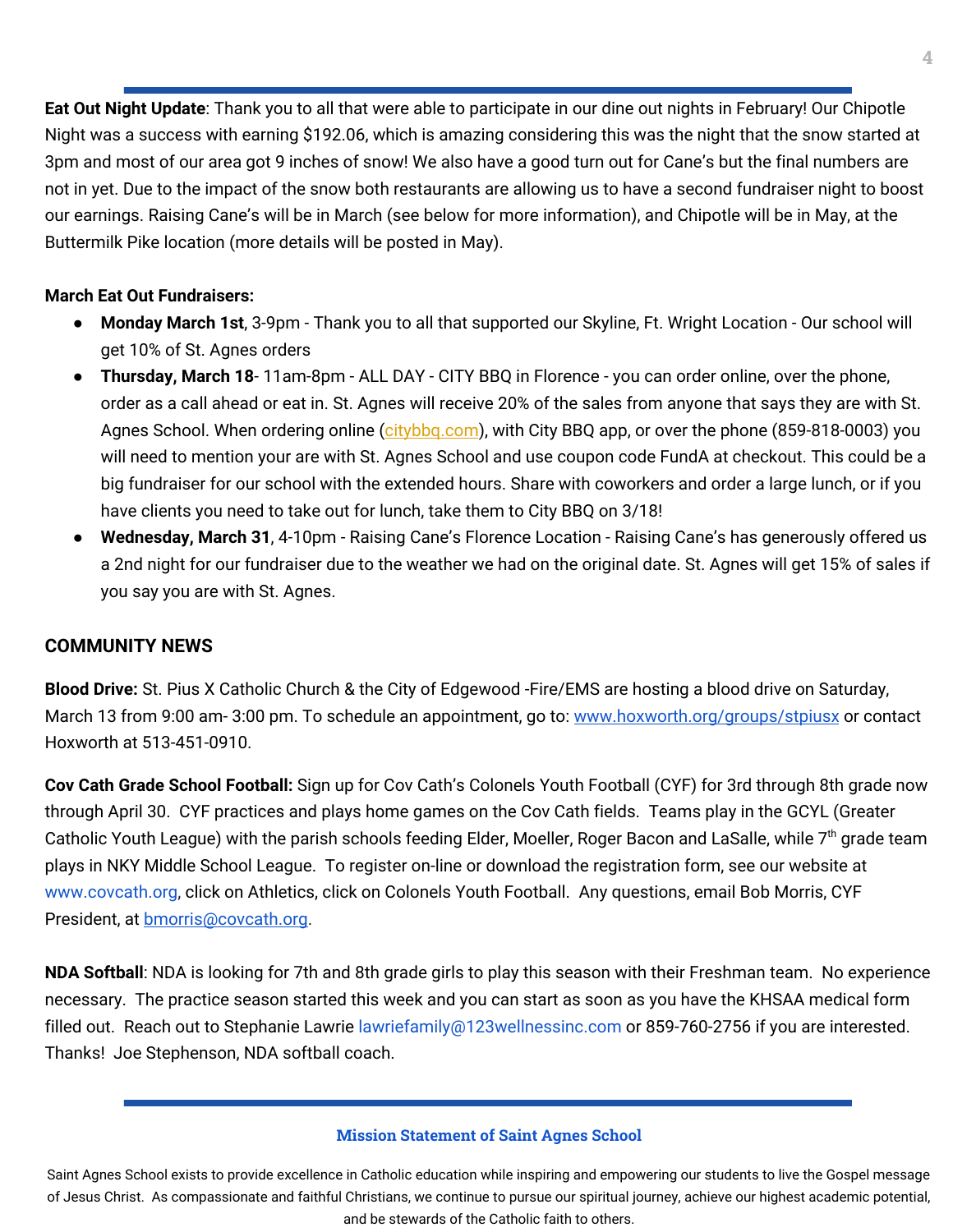**Eat Out Night Update**: Thank you to all that were able to participate in our dine out nights in February! Our Chipotle Night was a success with earning $192.06, which is amazing considering this was the night that the snow started at 3pm and most of our area got 9 inches of snow! We also have a good turn out for Cane's but the final numbers are not in yet. Due to the impact of the snow both restaurants are allowing us to have a second fundraiser night to boost our earnings. Raising Cane's will be in March (see below for more information), and Chipotle will be in May, at the Buttermilk Pike location (more details will be posted in May).

**March Eat Out Fundraisers:**

- **Monday March 1st**, 3-9pm - Thank you to all that supported our Skyline, Ft. Wright Location - Our school will get 10% of St. Agnes orders
- **Thursday, March 18**- 11am-8pm - ALL DAY - CITY BBQ in Florence - you can order online, over the phone, order as a call ahead or eat in. St. Agnes will receive 20% of the sales from anyone that says they are with St. Agnes School. When ordering online (citybbq.com), with City BBQ app, or over the phone (859-818-0003) you will need to mention your are with St. Agnes School and use coupon code FundA at checkout. This could be a big fundraiser for our school with the extended hours. Share with coworkers and order a large lunch, or if you have clients you need to take out for lunch, take them to City BBQ on 3/18!
- **Wednesday, March 31**, 4-10pm - Raising Cane's Florence Location - Raising Cane's has generously offered us a 2nd night for our fundraiser due to the weather we had on the original date. St. Agnes will get 15% of sales if you say you are with St. Agnes.

## COMMUNITY NEWS

**Blood Drive:** St. Pius X Catholic Church & the City of Edgewood -Fire/EMS are hosting a blood drive on Saturday, March 13 from 9:00 am- 3:00 pm. To schedule an appointment, go to: www.hoxworth.org/groups/stpiusx or contact Hoxworth at 513-451-0910.

**Cov Cath Grade School Football:** Sign up for Cov Cath's Colonels Youth Football (CYF) for 3rd through 8th grade now through April 30. CYF practices and plays home games on the Cov Cath fields. Teams play in the GCYL (Greater Catholic Youth League) with the parish schools feeding Elder, Moeller, Roger Bacon and LaSalle, while 7th grade team plays in NKY Middle School League. To register on-line or download the registration form, see our website at www.covcath.org, click on Athletics, click on Colonels Youth Football. Any questions, email Bob Morris, CYF President, at bmorris@covcath.org.

**NDA Softball**: NDA is looking for 7th and 8th grade girls to play this season with their Freshman team. No experience necessary. The practice season started this week and you can start as soon as you have the KHSAA medical form filled out. Reach out to Stephanie Lawrie lawriefamily@123wellnessinc.com or 859-760-2756 if you are interested. Thanks! Joe Stephenson, NDA softball coach.

### Mission Statement of Saint Agnes School

Saint Agnes School exists to provide excellence in Catholic education while inspiring and empowering our students to live the Gospel message of Jesus Christ. As compassionate and faithful Christians, we continue to pursue our spiritual journey, achieve our highest academic potential, and be stewards of the Catholic faith to others.